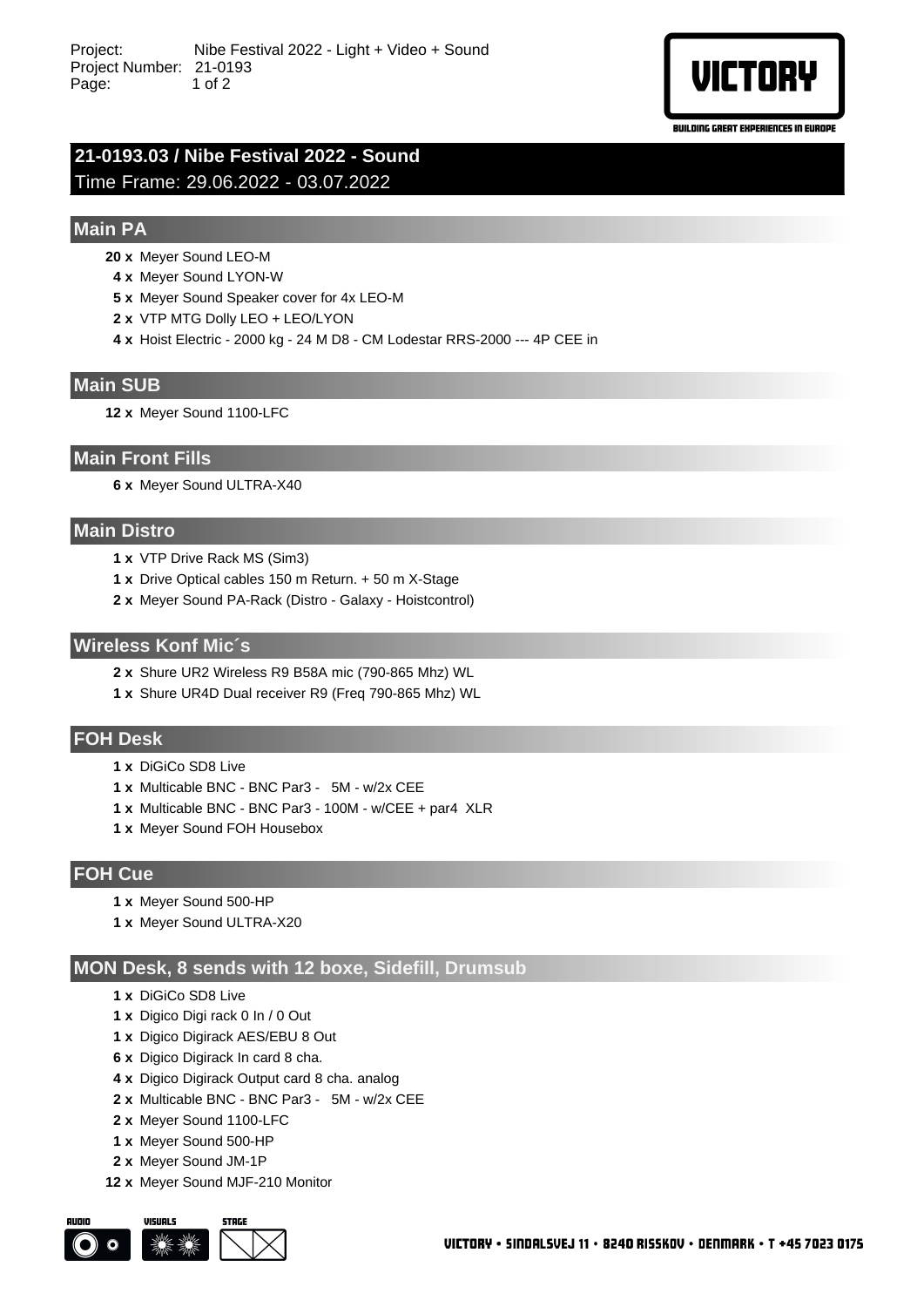Project: Nibe Festival 2022 - Light + Video + Sound
Project Number: 21-0193

# 21-0193.03 / Nibe Festival 2022 - Sound

Time Frame: 29.06.2022 - 03.07.2022

## Main PA

- **20 x** Meyer Sound LEO-M
- **4 x** Meyer Sound LYON-W
- **5 x** Meyer Sound Speaker cover for 4x LEO-M
- **2 x** VTP MTG Dolly LEO + LEO/LYON
- **4 x** Hoist Electric - 2000 kg - 24 M D8 - CM Lodestar RRS-2000 --- 4P CEE in

## Main SUB

- **12 x** Meyer Sound 1100-LFC

## Main Front Fills

- **6 x** Meyer Sound ULTRA-X40

## Main Distro

- **1 x** VTP Drive Rack MS (Sim3)
- **1 x** Drive Optical cables 150 m Return. + 50 m X-Stage
- **2 x** Meyer Sound PA-Rack (Distro - Galaxy - Hoistcontrol)

## Wireless Konf Mic´s

- **2 x** Shure UR2 Wireless R9 B58A mic (790-865 Mhz) WL
- **1 x** Shure UR4D Dual receiver R9 (Freq 790-865 Mhz) WL

## FOH Desk

- **1 x** DiGiCo SD8 Live
- **1 x** Multicable BNC - BNC Par3 - 5M - w/2x CEE
- **1 x** Multicable BNC - BNC Par3 - 100M - w/CEE + par4 XLR
- **1 x** Meyer Sound FOH Housebox

## FOH Cue

- **1 x** Meyer Sound 500-HP
- **1 x** Meyer Sound ULTRA-X20

## MON Desk, 8 sends with 12 boxe, Sidefill, Drumsub

- **1 x** DiGiCo SD8 Live
- **1 x** Digico Digi rack 0 In / 0 Out
- **1 x** Digico Digirack AES/EBU 8 Out
- **6 x** Digico Digirack In card 8 cha.
- **4 x** Digico Digirack Output card 8 cha. analog
- **2 x** Multicable BNC - BNC Par3 - 5M - w/2x CEE
- **2 x** Meyer Sound 1100-LFC
- **1 x** Meyer Sound 500-HP
- **2 x** Meyer Sound JM-1P
- **12 x** Meyer Sound MJF-210 Monitor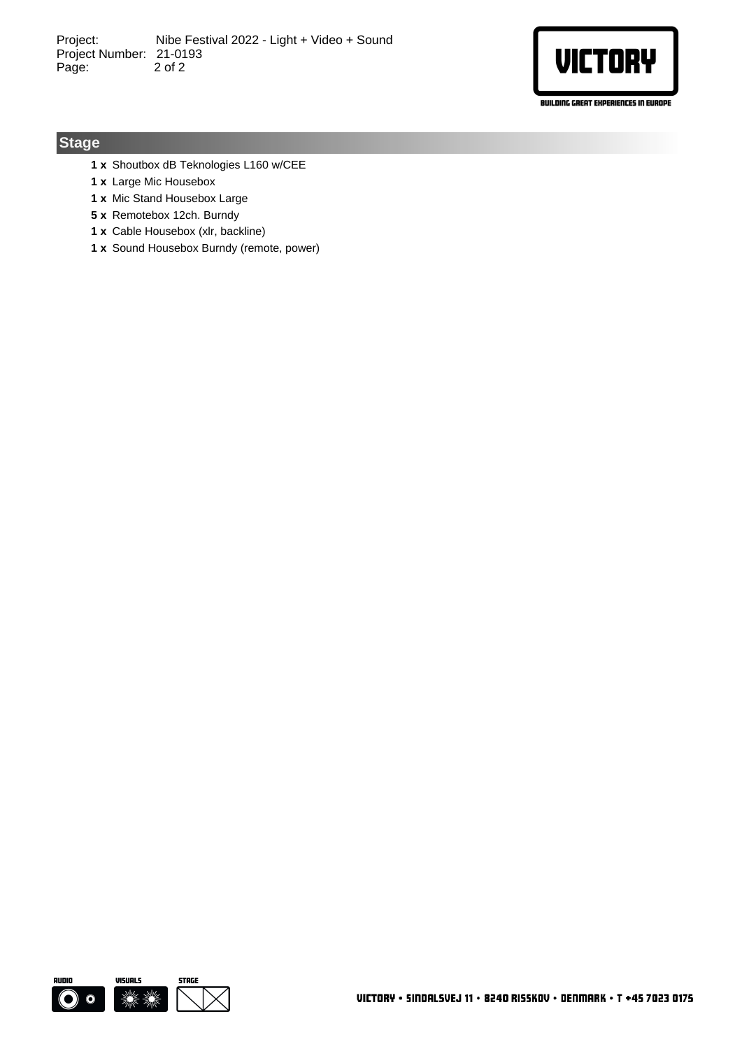## Stage

- **1 x** Shoutbox dB Teknologies L160 w/CEE
- **1 x** Large Mic Housebox
- **1 x** Mic Stand Housebox Large
- **5 x** Remotebox 12ch. Burndy
- **1 x** Cable Housebox (xlr, backline)
- **1 x** Sound Housebox Burndy (remote, power)